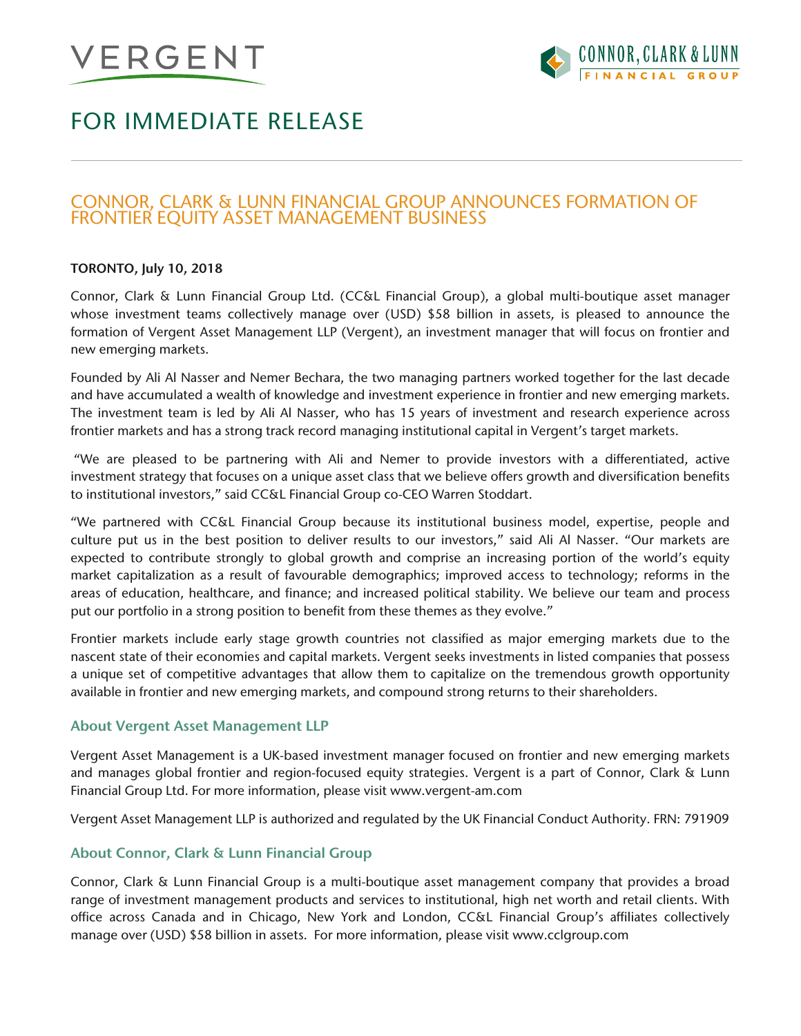VERGENT

CONNOR, CLARK & LUNN FINANCIAL GROUP

# FOR IMMEDIATE RELEASE

## CONNOR, CLARK & LUNN FINANCIAL GROUP ANNOUNCES FORMATION OF FRONTIER EQUITY ASSET MANAGEMENT BUSINESS

**TORONTO, July 10, 2018**

Connor, Clark & Lunn Financial Group Ltd. (CC&L Financial Group), a global multi-boutique asset manager whose investment teams collectively manage over (USD) $58 billion in assets, is pleased to announce the formation of Vergent Asset Management LLP (Vergent), an investment manager that will focus on frontier and new emerging markets.

Founded by Ali Al Nasser and Nemer Bechara, the two managing partners worked together for the last decade and have accumulated a wealth of knowledge and investment experience in frontier and new emerging markets. The investment team is led by Ali Al Nasser, who has 15 years of investment and research experience across frontier markets and has a strong track record managing institutional capital in Vergent's target markets.

"We are pleased to be partnering with Ali and Nemer to provide investors with a differentiated, active investment strategy that focuses on a unique asset class that we believe offers growth and diversification benefits to institutional investors," said CC&L Financial Group co-CEO Warren Stoddart.

"We partnered with CC&L Financial Group because its institutional business model, expertise, people and culture put us in the best position to deliver results to our investors," said Ali Al Nasser. "Our markets are expected to contribute strongly to global growth and comprise an increasing portion of the world's equity market capitalization as a result of favourable demographics; improved access to technology; reforms in the areas of education, healthcare, and finance; and increased political stability. We believe our team and process put our portfolio in a strong position to benefit from these themes as they evolve."

Frontier markets include early stage growth countries not classified as major emerging markets due to the nascent state of their economies and capital markets. Vergent seeks investments in listed companies that possess a unique set of competitive advantages that allow them to capitalize on the tremendous growth opportunity available in frontier and new emerging markets, and compound strong returns to their shareholders.

### About Vergent Asset Management LLP

Vergent Asset Management is a UK-based investment manager focused on frontier and new emerging markets and manages global frontier and region-focused equity strategies. Vergent is a part of Connor, Clark & Lunn Financial Group Ltd. For more information, please visit www.vergent-am.com

Vergent Asset Management LLP is authorized and regulated by the UK Financial Conduct Authority. FRN: 791909

### About Connor, Clark & Lunn Financial Group

Connor, Clark & Lunn Financial Group is a multi-boutique asset management company that provides a broad range of investment management products and services to institutional, high net worth and retail clients. With office across Canada and in Chicago, New York and London, CC&L Financial Group's affiliates collectively manage over (USD) $58 billion in assets. For more information, please visit www.cclgroup.com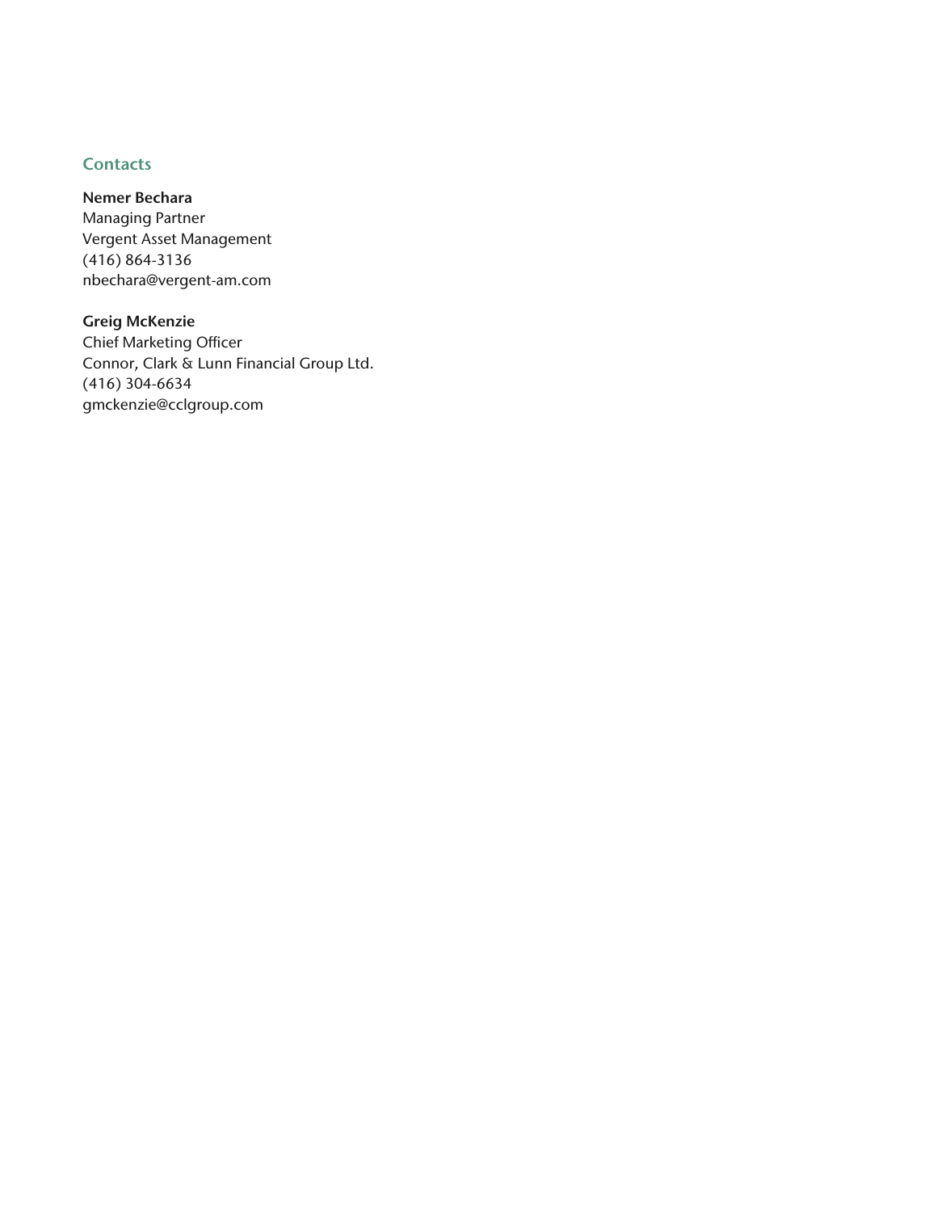## Contacts

**Nemer Bechara**
Managing Partner
Vergent Asset Management
(416) 864-3136
nbechara@vergent-am.com

**Greig McKenzie**
Chief Marketing Officer
Connor, Clark & Lunn Financial Group Ltd.
(416) 304-6634
gmckenzie@cclgroup.com